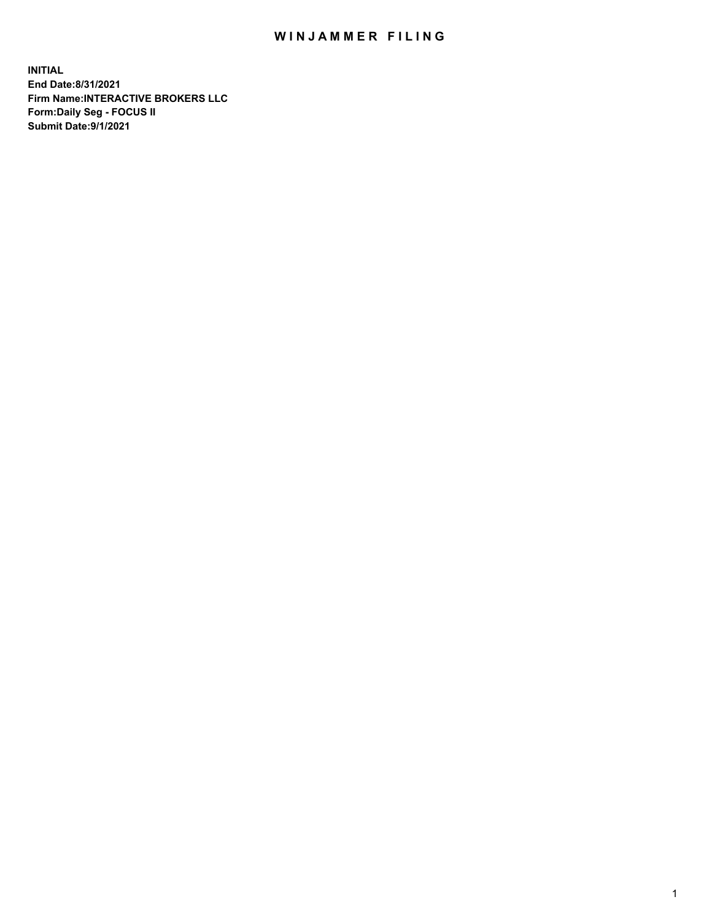# WINJAMMER FILING

**INITIAL**
**End Date:8/31/2021**
**Firm Name:INTERACTIVE BROKERS LLC**
**Form:Daily Seg - FOCUS II**
**Submit Date:9/1/2021**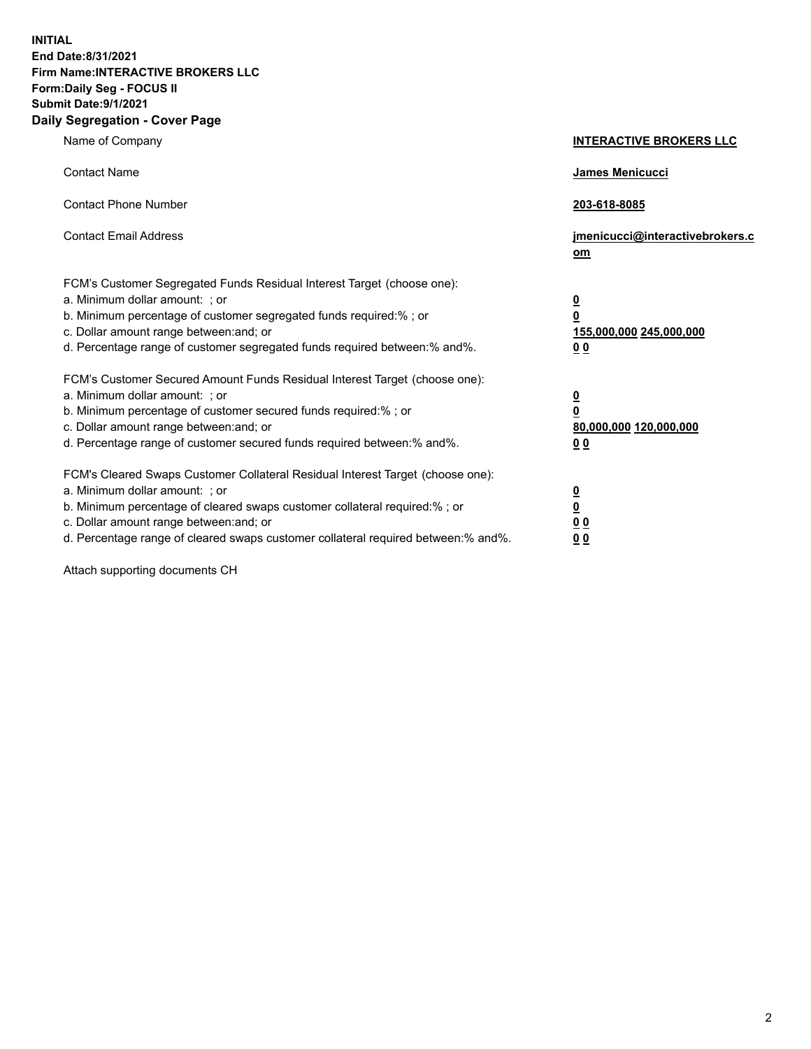**INITIAL**
**End Date:8/31/2021**
**Firm Name:INTERACTIVE BROKERS LLC**
**Form:Daily Seg - FOCUS II**
**Submit Date:9/1/2021**

## Daily Segregation - Cover Page

| | |
|---|---|
| Name of Company | **INTERACTIVE BROKERS LLC** |
| Contact Name | **James Menicucci** |
| Contact Phone Number | **203-618-8085** |
| Contact Email Address | **jmenicucci@interactivebrokers.com** |

| | |
|---|---|
| FCM's Customer Segregated Funds Residual Interest Target (choose one): | |
| a. Minimum dollar amount: ; or | **0** |
| b. Minimum percentage of customer segregated funds required:% ; or | **0** |
| c. Dollar amount range between:and; or | **155,000,000** **245,000,000** |
| d. Percentage range of customer segregated funds required between:% and%. | **0** **0** |
| FCM's Customer Secured Amount Funds Residual Interest Target (choose one): | |
| a. Minimum dollar amount: ; or | **0** |
| b. Minimum percentage of customer secured funds required:% ; or | **0** |
| c. Dollar amount range between:and; or | **80,000,000** **120,000,000** |
| d. Percentage range of customer secured funds required between:% and%. | **0** **0** |
| FCM's Cleared Swaps Customer Collateral Residual Interest Target (choose one): | |
| a. Minimum dollar amount: ; or | **0** |
| b. Minimum percentage of cleared swaps customer collateral required:% ; or | **0** |
| c. Dollar amount range between:and; or | **0** **0** |
| d. Percentage range of cleared swaps customer collateral required between:% and%. | **0** **0** |

Attach supporting documents CH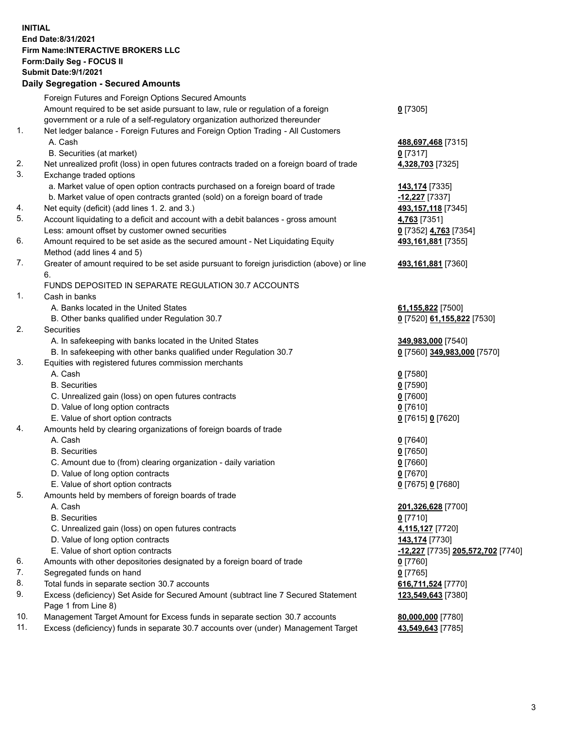**INITIAL**
**End Date:8/31/2021**
**Firm Name:INTERACTIVE BROKERS LLC**
**Form:Daily Seg - FOCUS II**
**Submit Date:9/1/2021**

## Daily Segregation - Secured Amounts

| | | |
|---|---|---|
| | Foreign Futures and Foreign Options Secured Amounts | |
| | Amount required to be set aside pursuant to law, rule or regulation of a foreign government or a rule of a self-regulatory organization authorized thereunder | **0** [7305] |
| 1. | Net ledger balance - Foreign Futures and Foreign Option Trading - All Customers | |
| | A. Cash | **488,697,468** [7315] |
| | B. Securities (at market) | **0** [7317] |
| 2. | Net unrealized profit (loss) in open futures contracts traded on a foreign board of trade | **4,328,703** [7325] |
| 3. | Exchange traded options | |
| | a. Market value of open option contracts purchased on a foreign board of trade | **143,174** [7335] |
| | b. Market value of open contracts granted (sold) on a foreign board of trade | **-12,227** [7337] |
| 4. | Net equity (deficit) (add lines 1. 2. and 3.) | **493,157,118** [7345] |
| 5. | Account liquidating to a deficit and account with a debit balances - gross amount | **4,763** [7351] |
| | Less: amount offset by customer owned securities | **0** [7352] **4,763** [7354] |
| 6. | Amount required to be set aside as the secured amount - Net Liquidating Equity Method (add lines 4 and 5) | **493,161,881** [7355] |
| 7. | Greater of amount required to be set aside pursuant to foreign jurisdiction (above) or line 6. | **493,161,881** [7360] |
| | FUNDS DEPOSITED IN SEPARATE REGULATION 30.7 ACCOUNTS | |
| 1. | Cash in banks | |
| | A. Banks located in the United States | **61,155,822** [7500] |
| | B. Other banks qualified under Regulation 30.7 | **0** [7520] **61,155,822** [7530] |
| 2. | Securities | |
| | A. In safekeeping with banks located in the United States | **349,983,000** [7540] |
| | B. In safekeeping with other banks qualified under Regulation 30.7 | **0** [7560] **349,983,000** [7570] |
| 3. | Equities with registered futures commission merchants | |
| | A. Cash | **0** [7580] |
| | B. Securities | **0** [7590] |
| | C. Unrealized gain (loss) on open futures contracts | **0** [7600] |
| | D. Value of long option contracts | **0** [7610] |
| | E. Value of short option contracts | **0** [7615] **0** [7620] |
| 4. | Amounts held by clearing organizations of foreign boards of trade | |
| | A. Cash | **0** [7640] |
| | B. Securities | **0** [7650] |
| | C. Amount due to (from) clearing organization - daily variation | **0** [7660] |
| | D. Value of long option contracts | **0** [7670] |
| | E. Value of short option contracts | **0** [7675] **0** [7680] |
| 5. | Amounts held by members of foreign boards of trade | |
| | A. Cash | **201,326,628** [7700] |
| | B. Securities | **0** [7710] |
| | C. Unrealized gain (loss) on open futures contracts | **4,115,127** [7720] |
| | D. Value of long option contracts | **143,174** [7730] |
| | E. Value of short option contracts | **-12,227** [7735] **205,572,702** [7740] |
| 6. | Amounts with other depositories designated by a foreign board of trade | **0** [7760] |
| 7. | Segregated funds on hand | **0** [7765] |
| 8. | Total funds in separate section 30.7 accounts | **616,711,524** [7770] |
| 9. | Excess (deficiency) Set Aside for Secured Amount (subtract line 7 Secured Statement Page 1 from Line 8) | **123,549,643** [7380] |
| 10. | Management Target Amount for Excess funds in separate section 30.7 accounts | **80,000,000** [7780] |
| 11. | Excess (deficiency) funds in separate 30.7 accounts over (under) Management Target | **43,549,643** [7785] |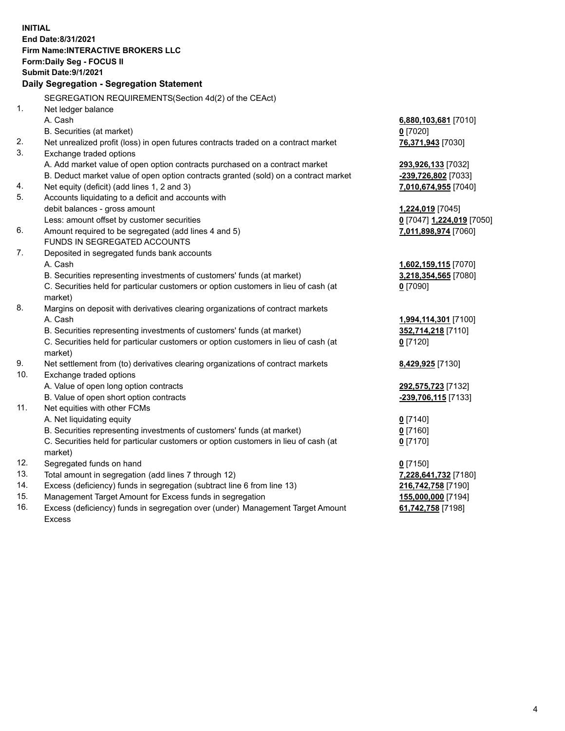**INITIAL**
**End Date:8/31/2021**
**Firm Name:INTERACTIVE BROKERS LLC**
**Form:Daily Seg - FOCUS II**
**Submit Date:9/1/2021**

### Daily Segregation - Segregation Statement

SEGREGATION REQUIREMENTS(Section 4d(2) of the CEAct)

| | | |
|---|---|---|
| 1. | Net ledger balance | |
| | A. Cash | **6,880,103,681** [7010] |
| | B. Securities (at market) | **0** [7020] |
| 2. | Net unrealized profit (loss) in open futures contracts traded on a contract market | **76,371,943** [7030] |
| 3. | Exchange traded options | |
| | A. Add market value of open option contracts purchased on a contract market | **293,926,133** [7032] |
| | B. Deduct market value of open option contracts granted (sold) on a contract market | **-239,726,802** [7033] |
| 4. | Net equity (deficit) (add lines 1, 2 and 3) | **7,010,674,955** [7040] |
| 5. | Accounts liquidating to a deficit and accounts with debit balances - gross amount | **1,224,019** [7045] |
| | Less: amount offset by customer securities | **0** [7047] **1,224,019** [7050] |
| 6. | Amount required to be segregated (add lines 4 and 5) | **7,011,898,974** [7060] |
| | FUNDS IN SEGREGATED ACCOUNTS | |
| 7. | Deposited in segregated funds bank accounts | |
| | A. Cash | **1,602,159,115** [7070] |
| | B. Securities representing investments of customers' funds (at market) | **3,218,354,565** [7080] |
| | C. Securities held for particular customers or option customers in lieu of cash (at market) | **0** [7090] |
| 8. | Margins on deposit with derivatives clearing organizations of contract markets | |
| | A. Cash | **1,994,114,301** [7100] |
| | B. Securities representing investments of customers' funds (at market) | **352,714,218** [7110] |
| | C. Securities held for particular customers or option customers in lieu of cash (at market) | **0** [7120] |
| 9. | Net settlement from (to) derivatives clearing organizations of contract markets | **8,429,925** [7130] |
| 10. | Exchange traded options | |
| | A. Value of open long option contracts | **292,575,723** [7132] |
| | B. Value of open short option contracts | **-239,706,115** [7133] |
| 11. | Net equities with other FCMs | |
| | A. Net liquidating equity | **0** [7140] |
| | B. Securities representing investments of customers' funds (at market) | **0** [7160] |
| | C. Securities held for particular customers or option customers in lieu of cash (at market) | **0** [7170] |
| 12. | Segregated funds on hand | **0** [7150] |
| 13. | Total amount in segregation (add lines 7 through 12) | **7,228,641,732** [7180] |
| 14. | Excess (deficiency) funds in segregation (subtract line 6 from line 13) | **216,742,758** [7190] |
| 15. | Management Target Amount for Excess funds in segregation | **155,000,000** [7194] |
| 16. | Excess (deficiency) funds in segregation over (under) Management Target Amount Excess | **61,742,758** [7198] |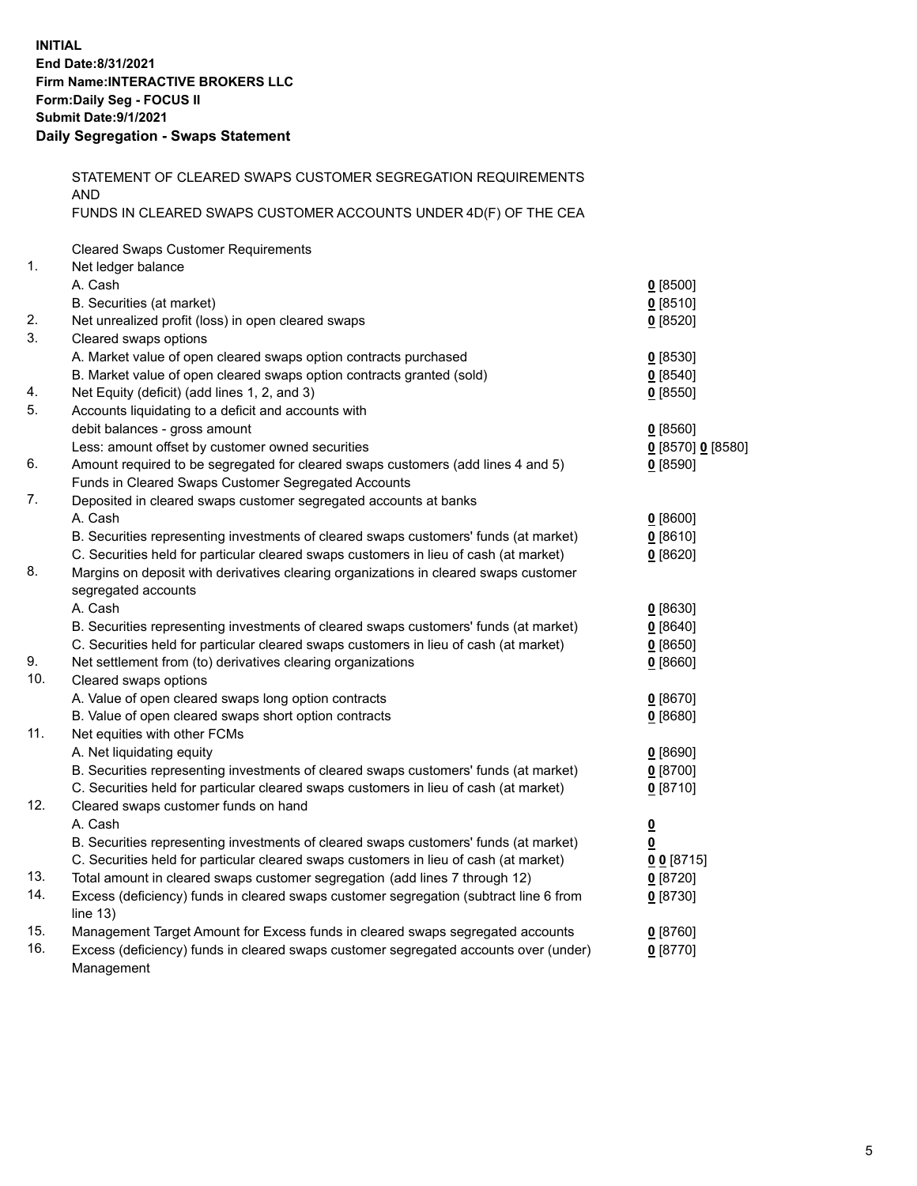**INITIAL**
**End Date:8/31/2021**
**Firm Name:INTERACTIVE BROKERS LLC**
**Form:Daily Seg - FOCUS II**
**Submit Date:9/1/2021**
**Daily Segregation - Swaps Statement**

STATEMENT OF CLEARED SWAPS CUSTOMER SEGREGATION REQUIREMENTS AND FUNDS IN CLEARED SWAPS CUSTOMER ACCOUNTS UNDER 4D(F) OF THE CEA

| | | |
|---|---|---|
| | Cleared Swaps Customer Requirements | |
| 1. | Net ledger balance | |
| | A. Cash | 0 [8500] |
| | B. Securities (at market) | 0 [8510] |
| 2. | Net unrealized profit (loss) in open cleared swaps | 0 [8520] |
| 3. | Cleared swaps options | |
| | A. Market value of open cleared swaps option contracts purchased | 0 [8530] |
| | B. Market value of open cleared swaps option contracts granted (sold) | 0 [8540] |
| 4. | Net Equity (deficit) (add lines 1, 2, and 3) | 0 [8550] |
| 5. | Accounts liquidating to a deficit and accounts with debit balances - gross amount | 0 [8560] |
| | Less: amount offset by customer owned securities | 0 [8570] 0 [8580] |
| 6. | Amount required to be segregated for cleared swaps customers (add lines 4 and 5) | 0 [8590] |
| | Funds in Cleared Swaps Customer Segregated Accounts | |
| 7. | Deposited in cleared swaps customer segregated accounts at banks | |
| | A. Cash | 0 [8600] |
| | B. Securities representing investments of cleared swaps customers' funds (at market) | 0 [8610] |
| | C. Securities held for particular cleared swaps customers in lieu of cash (at market) | 0 [8620] |
| 8. | Margins on deposit with derivatives clearing organizations in cleared swaps customer segregated accounts | |
| | A. Cash | 0 [8630] |
| | B. Securities representing investments of cleared swaps customers' funds (at market) | 0 [8640] |
| | C. Securities held for particular cleared swaps customers in lieu of cash (at market) | 0 [8650] |
| 9. | Net settlement from (to) derivatives clearing organizations | 0 [8660] |
| 10. | Cleared swaps options | |
| | A. Value of open cleared swaps long option contracts | 0 [8670] |
| | B. Value of open cleared swaps short option contracts | 0 [8680] |
| 11. | Net equities with other FCMs | |
| | A. Net liquidating equity | 0 [8690] |
| | B. Securities representing investments of cleared swaps customers' funds (at market) | 0 [8700] |
| | C. Securities held for particular cleared swaps customers in lieu of cash (at market) | 0 [8710] |
| 12. | Cleared swaps customer funds on hand | |
| | A. Cash | 0 |
| | B. Securities representing investments of cleared swaps customers' funds (at market) | 0 |
| | C. Securities held for particular cleared swaps customers in lieu of cash (at market) | 0 0 [8715] |
| 13. | Total amount in cleared swaps customer segregation (add lines 7 through 12) | 0 [8720] |
| 14. | Excess (deficiency) funds in cleared swaps customer segregation (subtract line 6 from line 13) | 0 [8730] |
| 15. | Management Target Amount for Excess funds in cleared swaps segregated accounts | 0 [8760] |
| 16. | Excess (deficiency) funds in cleared swaps customer segregated accounts over (under) Management | 0 [8770] |